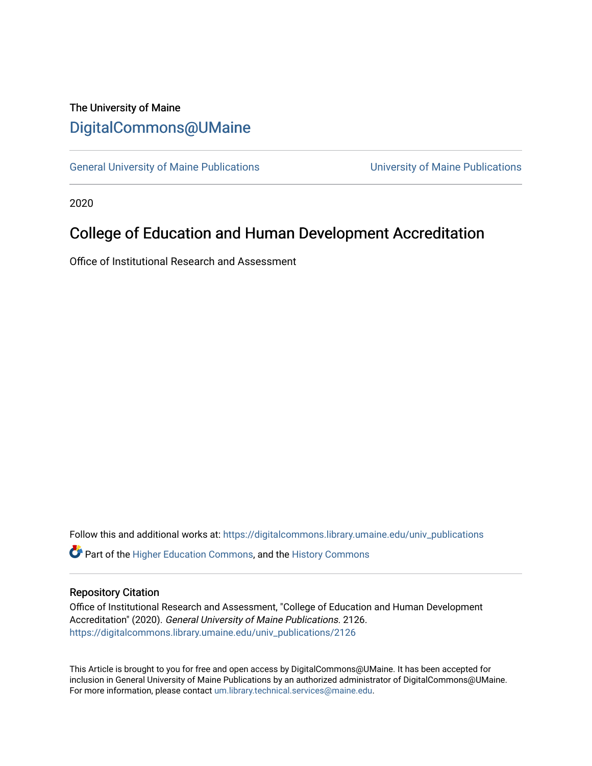The University of Maine

[DigitalCommons@UMaine](https://digitalcommons.library.umaine.edu/)

General University of Maine Publications | University of Maine Publications

2020

# College of Education and Human Development Accreditation

Office of Institutional Research and Assessment

Follow this and additional works at: https://digitalcommons.library.umaine.edu/univ_publications

Part of the Higher Education Commons, and the History Commons

## Repository Citation

Office of Institutional Research and Assessment, "College of Education and Human Development Accreditation" (2020). *General University of Maine Publications*. 2126.
https://digitalcommons.library.umaine.edu/univ_publications/2126

This Article is brought to you for free and open access by DigitalCommons@UMaine. It has been accepted for inclusion in General University of Maine Publications by an authorized administrator of DigitalCommons@UMaine. For more information, please contact um.library.technical.services@maine.edu.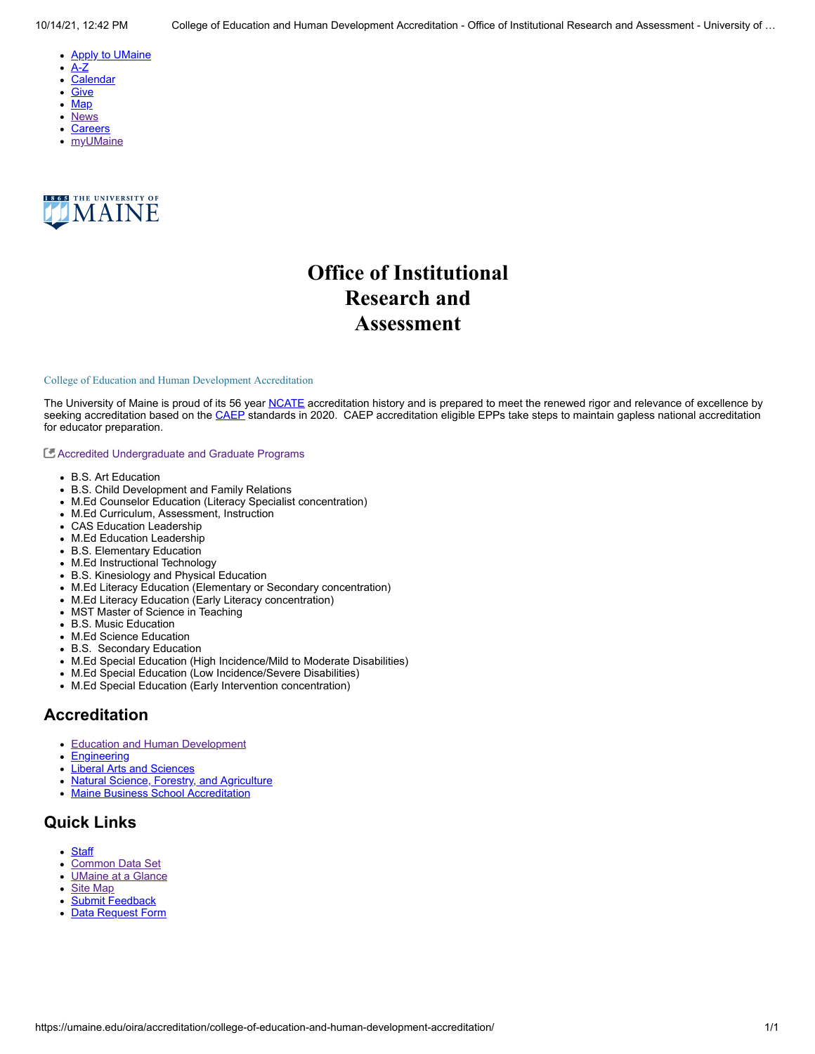- Apply to UMaine
- A-Z
- Calendar
- Give
- Map
- News
- Careers
- myUMaine

# Office of Institutional Research and Assessment

College of Education and Human Development Accreditation

The University of Maine is proud of its 56 year NCATE accreditation history and is prepared to meet the renewed rigor and relevance of excellence by seeking accreditation based on the CAEP standards in 2020. CAEP accreditation eligible EPPs take steps to maintain gapless national accreditation for educator preparation.

Accredited Undergraduate and Graduate Programs

- B.S. Art Education
- B.S. Child Development and Family Relations
- M.Ed Counselor Education (Literacy Specialist concentration)
- M.Ed Curriculum, Assessment, Instruction
- CAS Education Leadership
- M.Ed Education Leadership
- B.S. Elementary Education
- M.Ed Instructional Technology
- B.S. Kinesiology and Physical Education
- M.Ed Literacy Education (Elementary or Secondary concentration)
- M.Ed Literacy Education (Early Literacy concentration)
- MST Master of Science in Teaching
- B.S. Music Education
- M.Ed Science Education
- B.S. Secondary Education
- M.Ed Special Education (High Incidence/Mild to Moderate Disabilities)
- M.Ed Special Education (Low Incidence/Severe Disabilities)
- M.Ed Special Education (Early Intervention concentration)

## Accreditation

- Education and Human Development
- Engineering
- Liberal Arts and Sciences
- Natural Science, Forestry, and Agriculture
- Maine Business School Accreditation

## Quick Links

- Staff
- Common Data Set
- UMaine at a Glance
- Site Map
- Submit Feedback
- Data Request Form